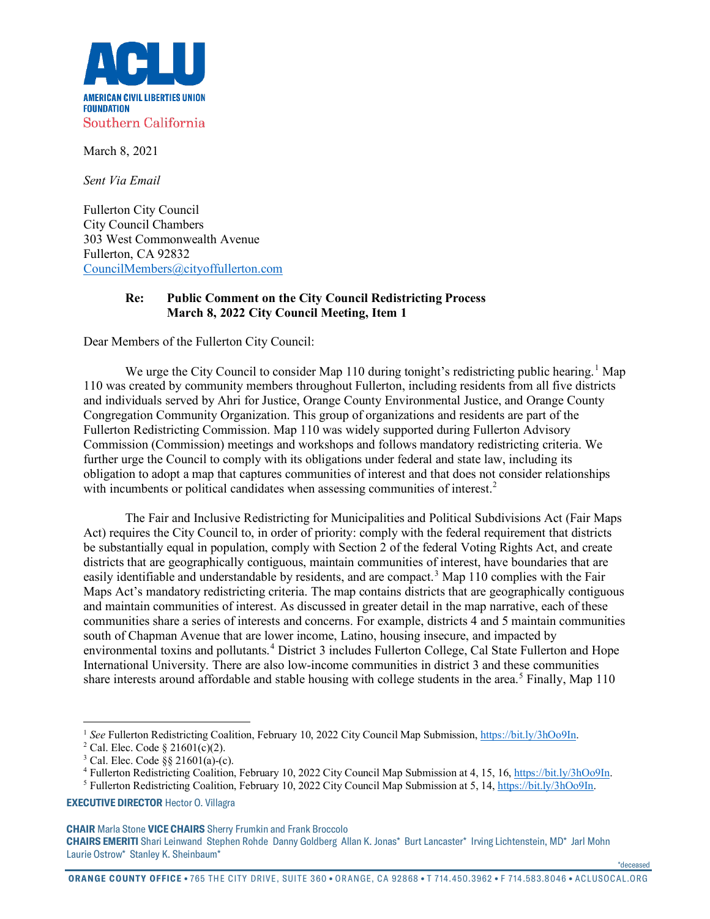**AMERICAN CIVIL LIBERTIES UNION FOUNDATION**
Southern California

March 8, 2021

*Sent Via Email*

Fullerton City Council
City Council Chambers
303 West Commonwealth Avenue
Fullerton, CA 92832
CouncilMembers@cityoffullerton.com

**Re: Public Comment on the City Council Redistricting Process**
**March 8, 2022 City Council Meeting, Item 1**

Dear Members of the Fullerton City Council:

We urge the City Council to consider Map 110 during tonight's redistricting public hearing.[1] Map 110 was created by community members throughout Fullerton, including residents from all five districts and individuals served by Ahri for Justice, Orange County Environmental Justice, and Orange County Congregation Community Organization. This group of organizations and residents are part of the Fullerton Redistricting Commission. Map 110 was widely supported during Fullerton Advisory Commission (Commission) meetings and workshops and follows mandatory redistricting criteria. We further urge the Council to comply with its obligations under federal and state law, including its obligation to adopt a map that captures communities of interest and that does not consider relationships with incumbents or political candidates when assessing communities of interest.[2]

The Fair and Inclusive Redistricting for Municipalities and Political Subdivisions Act (Fair Maps Act) requires the City Council to, in order of priority: comply with the federal requirement that districts be substantially equal in population, comply with Section 2 of the federal Voting Rights Act, and create districts that are geographically contiguous, maintain communities of interest, have boundaries that are easily identifiable and understandable by residents, and are compact.[3] Map 110 complies with the Fair Maps Act's mandatory redistricting criteria. The map contains districts that are geographically contiguous and maintain communities of interest. As discussed in greater detail in the map narrative, each of these communities share a series of interests and concerns. For example, districts 4 and 5 maintain communities south of Chapman Avenue that are lower income, Latino, housing insecure, and impacted by environmental toxins and pollutants.[4] District 3 includes Fullerton College, Cal State Fullerton and Hope International University. There are also low-income communities in district 3 and these communities share interests around affordable and stable housing with college students in the area.[5] Finally, Map 110

---

[1] *See* Fullerton Redistricting Coalition, February 10, 2022 City Council Map Submission, https://bit.ly/3hOo9In.

[2] Cal. Elec. Code § 21601(c)(2).

[3] Cal. Elec. Code §§ 21601(a)-(c).

[4] Fullerton Redistricting Coalition, February 10, 2022 City Council Map Submission at 4, 15, 16, https://bit.ly/3hOo9In.

[5] Fullerton Redistricting Coalition, February 10, 2022 City Council Map Submission at 5, 14, https://bit.ly/3hOo9In.

**EXECUTIVE DIRECTOR** Hector O. Villagra

**CHAIR** Marla Stone **VICE CHAIRS** Sherry Frumkin and Frank Broccolo
**CHAIRS EMERITI** Shari Leinwand Stephen Rohde Danny Goldberg Allan K. Jonas* Burt Lancaster* Irving Lichtenstein, MD* Jarl Mohn Laurie Ostrow* Stanley K. Sheinbaum*

*deceased

**ORANGE COUNTY OFFICE** • 765 THE CITY DRIVE, SUITE 360 • ORANGE, CA 92868 • T 714.450.3962 • F 714.583.8046 • ACLUSOCAL.ORG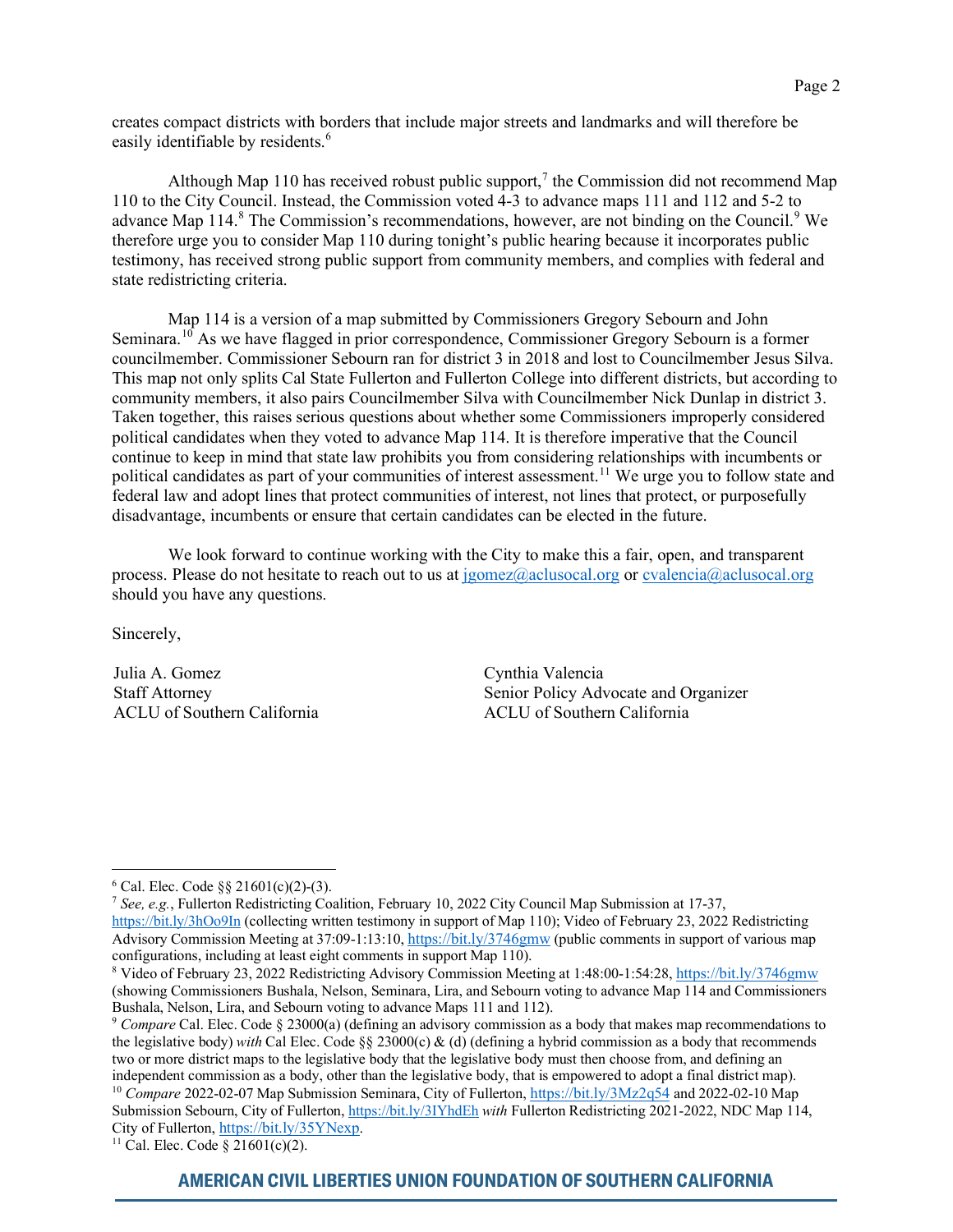creates compact districts with borders that include major streets and landmarks and will therefore be easily identifiable by residents.[6]

Although Map 110 has received robust public support,[7] the Commission did not recommend Map 110 to the City Council. Instead, the Commission voted 4-3 to advance maps 111 and 112 and 5-2 to advance Map 114.[8] The Commission's recommendations, however, are not binding on the Council.[9] We therefore urge you to consider Map 110 during tonight's public hearing because it incorporates public testimony, has received strong public support from community members, and complies with federal and state redistricting criteria.

Map 114 is a version of a map submitted by Commissioners Gregory Sebourn and John Seminara.[10] As we have flagged in prior correspondence, Commissioner Gregory Sebourn is a former councilmember. Commissioner Sebourn ran for district 3 in 2018 and lost to Councilmember Jesus Silva. This map not only splits Cal State Fullerton and Fullerton College into different districts, but according to community members, it also pairs Councilmember Silva with Councilmember Nick Dunlap in district 3. Taken together, this raises serious questions about whether some Commissioners improperly considered political candidates when they voted to advance Map 114. It is therefore imperative that the Council continue to keep in mind that state law prohibits you from considering relationships with incumbents or political candidates as part of your communities of interest assessment.[11] We urge you to follow state and federal law and adopt lines that protect communities of interest, not lines that protect, or purposefully disadvantage, incumbents or ensure that certain candidates can be elected in the future.

We look forward to continue working with the City to make this a fair, open, and transparent process. Please do not hesitate to reach out to us at jgomez@aclusocal.org or cvalencia@aclusocal.org should you have any questions.

Sincerely,

Julia A. Gomez
Staff Attorney
ACLU of Southern California

Cynthia Valencia
Senior Policy Advocate and Organizer
ACLU of Southern California

---

[6] Cal. Elec. Code §§ 21601(c)(2)-(3).

[7] *See, e.g.*, Fullerton Redistricting Coalition, February 10, 2022 City Council Map Submission at 17-37, https://bit.ly/3hOo9In (collecting written testimony in support of Map 110); Video of February 23, 2022 Redistricting Advisory Commission Meeting at 37:09-1:13:10, https://bit.ly/3746gmw (public comments in support of various map configurations, including at least eight comments in support Map 110).

[8] Video of February 23, 2022 Redistricting Advisory Commission Meeting at 1:48:00-1:54:28, https://bit.ly/3746gmw (showing Commissioners Bushala, Nelson, Seminara, Lira, and Sebourn voting to advance Map 114 and Commissioners Bushala, Nelson, Lira, and Sebourn voting to advance Maps 111 and 112).

[9] *Compare* Cal. Elec. Code § 23000(a) (defining an advisory commission as a body that makes map recommendations to the legislative body) *with* Cal Elec. Code §§ 23000(c) & (d) (defining a hybrid commission as a body that recommends two or more district maps to the legislative body that the legislative body must then choose from, and defining an independent commission as a body, other than the legislative body, that is empowered to adopt a final district map).

[10] *Compare* 2022-02-07 Map Submission Seminara, City of Fullerton, https://bit.ly/3Mz2q54 and 2022-02-10 Map Submission Sebourn, City of Fullerton, https://bit.ly/3IYhdEh *with* Fullerton Redistricting 2021-2022, NDC Map 114, City of Fullerton, https://bit.ly/35YNexp.

[11] Cal. Elec. Code § 21601(c)(2).